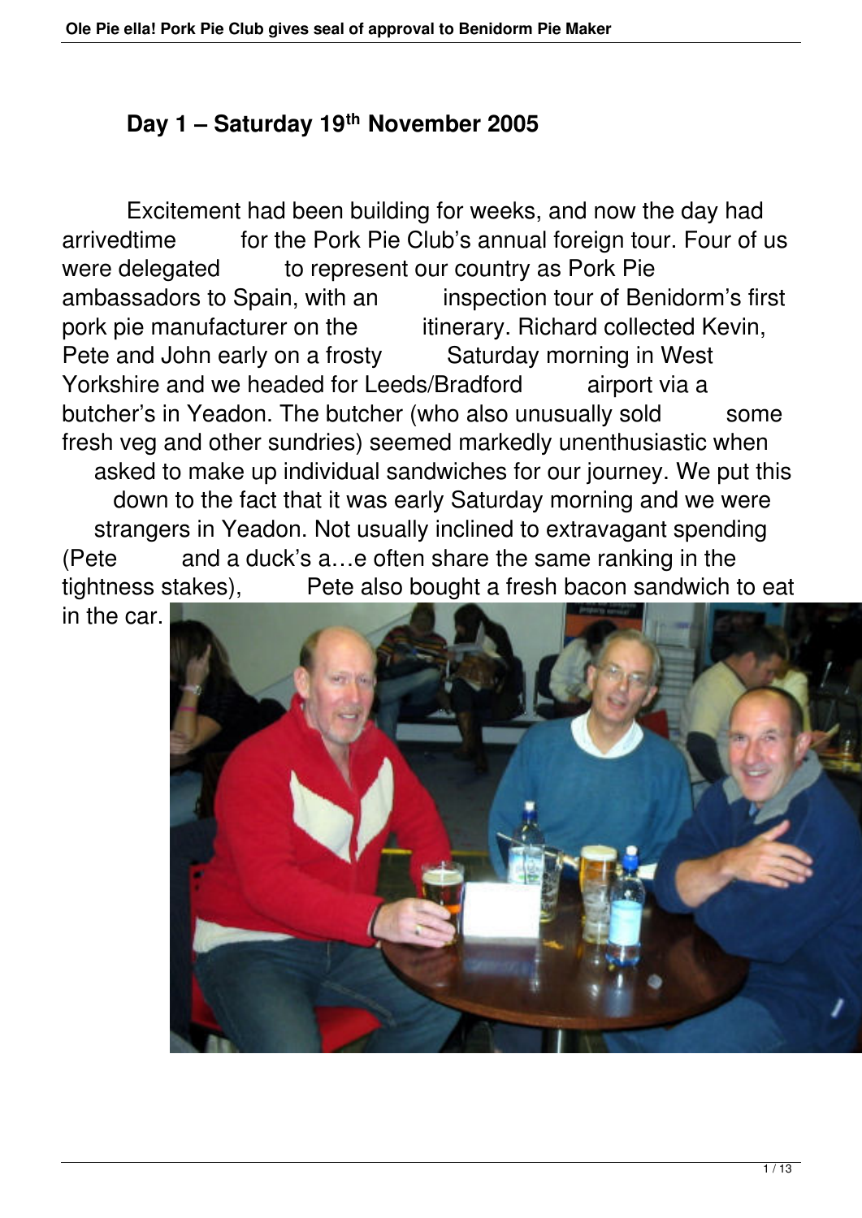## Day 1 – Saturday 19th November 2005

Excitement had been building for weeks, and now the day had arrivedtime for the Pork Pie Club's annual foreign tour. Four of us were delegated to represent our country as Pork Pie ambassadors to Spain, with an inspection tour of Benidorm's first pork pie manufacturer on the itinerary. Richard collected Kevin, Pete and John early on a frosty Saturday morning in West Yorkshire and we headed for Leeds/Bradford airport via a butcher's in Yeadon. The butcher (who also unusually sold some fresh veg and other sundries) seemed markedly unenthusiastic when asked to make up individual sandwiches for our journey. We put this down to the fact that it was early Saturday morning and we were strangers in Yeadon. Not usually inclined to extravagant spending (Pete and a duck's a…e often share the same ranking in the tightness stakes), Pete also bought a fresh bacon sandwich to eat in the car.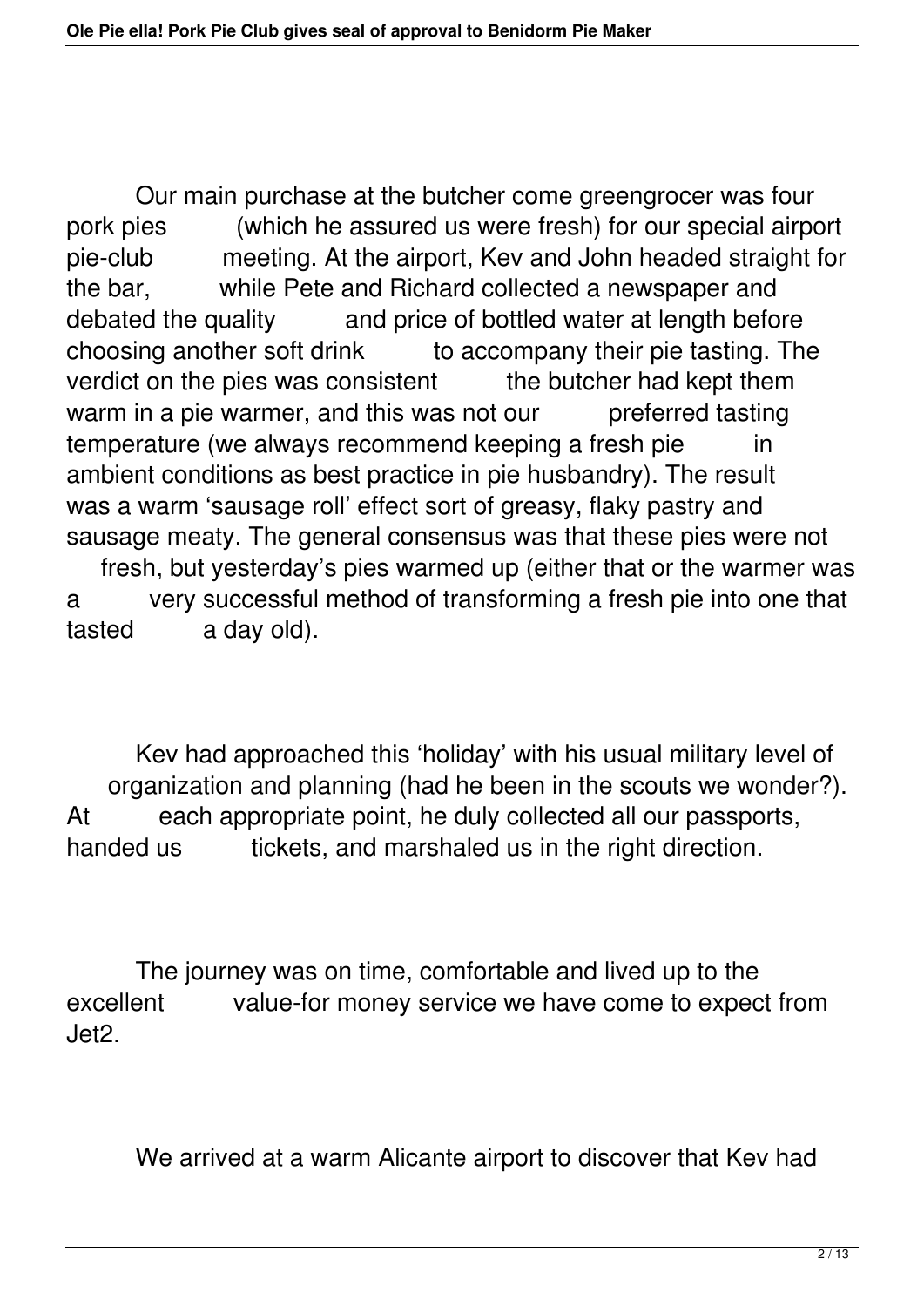Our main purchase at the butcher come greengrocer was four pork pies (which he assured us were fresh) for our special airport pie-club meeting. At the airport, Kev and John headed straight for the bar, while Pete and Richard collected a newspaper and debated the quality and price of bottled water at length before choosing another soft drink to accompany their pie tasting. The verdict on the pies was consistent the butcher had kept them warm in a pie warmer, and this was not our preferred tasting temperature (we always recommend keeping a fresh pie in ambient conditions as best practice in pie husbandry). The result was a warm 'sausage roll' effect sort of greasy, flaky pastry and sausage meaty. The general consensus was that these pies were not fresh, but yesterday's pies warmed up (either that or the warmer was a very successful method of transforming a fresh pie into one that tasted a day old).

Kev had approached this 'holiday' with his usual military level of organization and planning (had he been in the scouts we wonder?). At each appropriate point, he duly collected all our passports, handed us tickets, and marshaled us in the right direction.

The journey was on time, comfortable and lived up to the excellent value-for money service we have come to expect from Jet2.

We arrived at a warm Alicante airport to discover that Kev had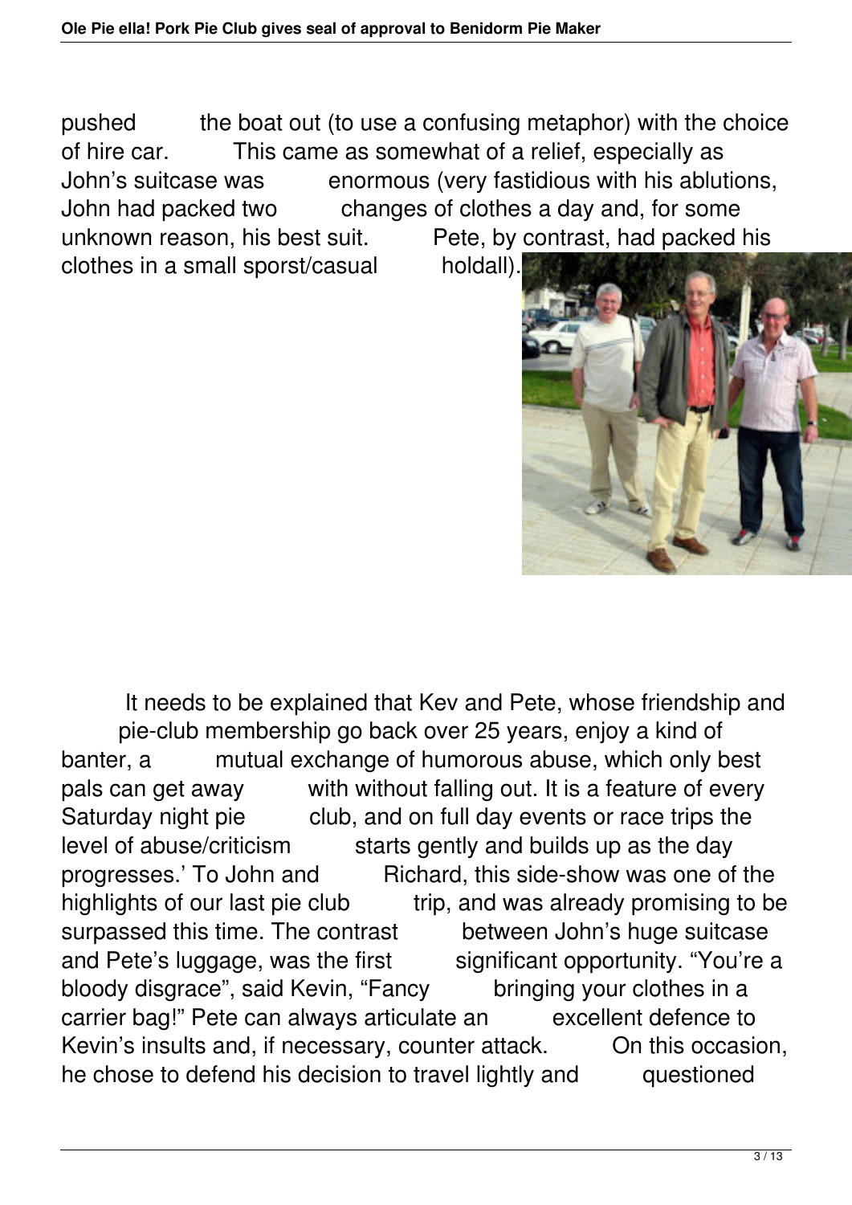pushed the boat out (to use a confusing metaphor) with the choice of hire car. This came as somewhat of a relief, especially as John's suitcase was enormous (very fastidious with his ablutions, John had packed two changes of clothes a day and, for some unknown reason, his best suit. Pete, by contrast, had packed his clothes in a small sporst/casual holdall).

It needs to be explained that Kev and Pete, whose friendship and pie-club membership go back over 25 years, enjoy a kind of banter, a mutual exchange of humorous abuse, which only best pals can get away with without falling out. It is a feature of every Saturday night pie club, and on full day events or race trips the level of abuse/criticism starts gently and builds up as the day progresses.' To John and Richard, this side-show was one of the highlights of our last pie club trip, and was already promising to be surpassed this time. The contrast between John's huge suitcase and Pete's luggage, was the first significant opportunity. "You're a bloody disgrace", said Kevin, "Fancy bringing your clothes in a carrier bag!" Pete can always articulate an excellent defence to Kevin's insults and, if necessary, counter attack. On this occasion, he chose to defend his decision to travel lightly and questioned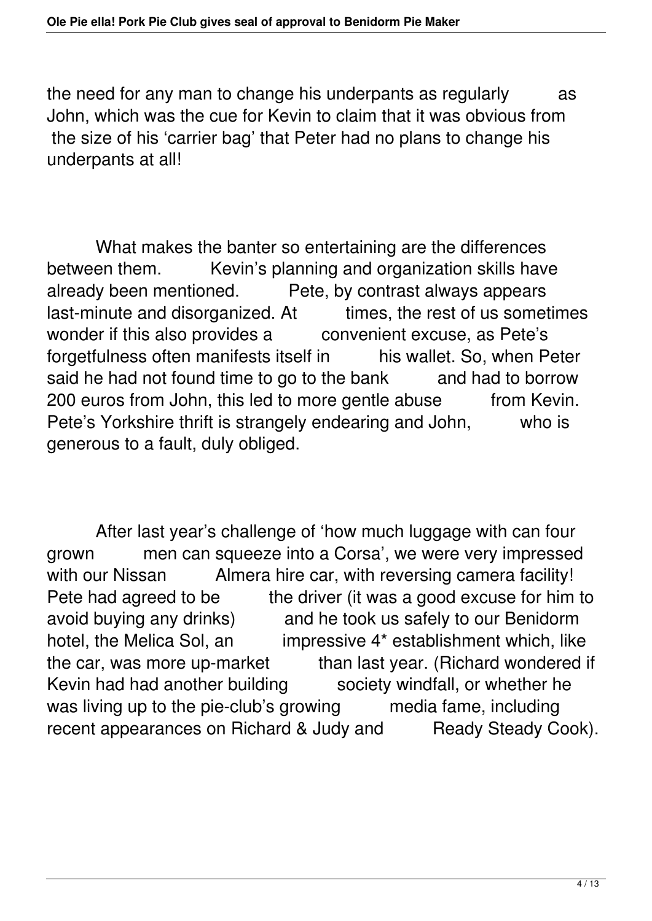the need for any man to change his underpants as regularly as John, which was the cue for Kevin to claim that it was obvious from the size of his 'carrier bag' that Peter had no plans to change his underpants at all!

What makes the banter so entertaining are the differences between them. Kevin's planning and organization skills have already been mentioned. Pete, by contrast always appears last-minute and disorganized. At times, the rest of us sometimes wonder if this also provides a convenient excuse, as Pete's forgetfulness often manifests itself in his wallet. So, when Peter said he had not found time to go to the bank and had to borrow 200 euros from John, this led to more gentle abuse from Kevin. Pete's Yorkshire thrift is strangely endearing and John, who is generous to a fault, duly obliged.

After last year's challenge of 'how much luggage with can four grown men can squeeze into a Corsa', we were very impressed with our Nissan Almera hire car, with reversing camera facility! Pete had agreed to be the driver (it was a good excuse for him to avoid buying any drinks) and he took us safely to our Benidorm hotel, the Melica Sol, an impressive 4* establishment which, like the car, was more up-market than last year. (Richard wondered if Kevin had had another building society windfall, or whether he was living up to the pie-club's growing media fame, including recent appearances on Richard & Judy and Ready Steady Cook).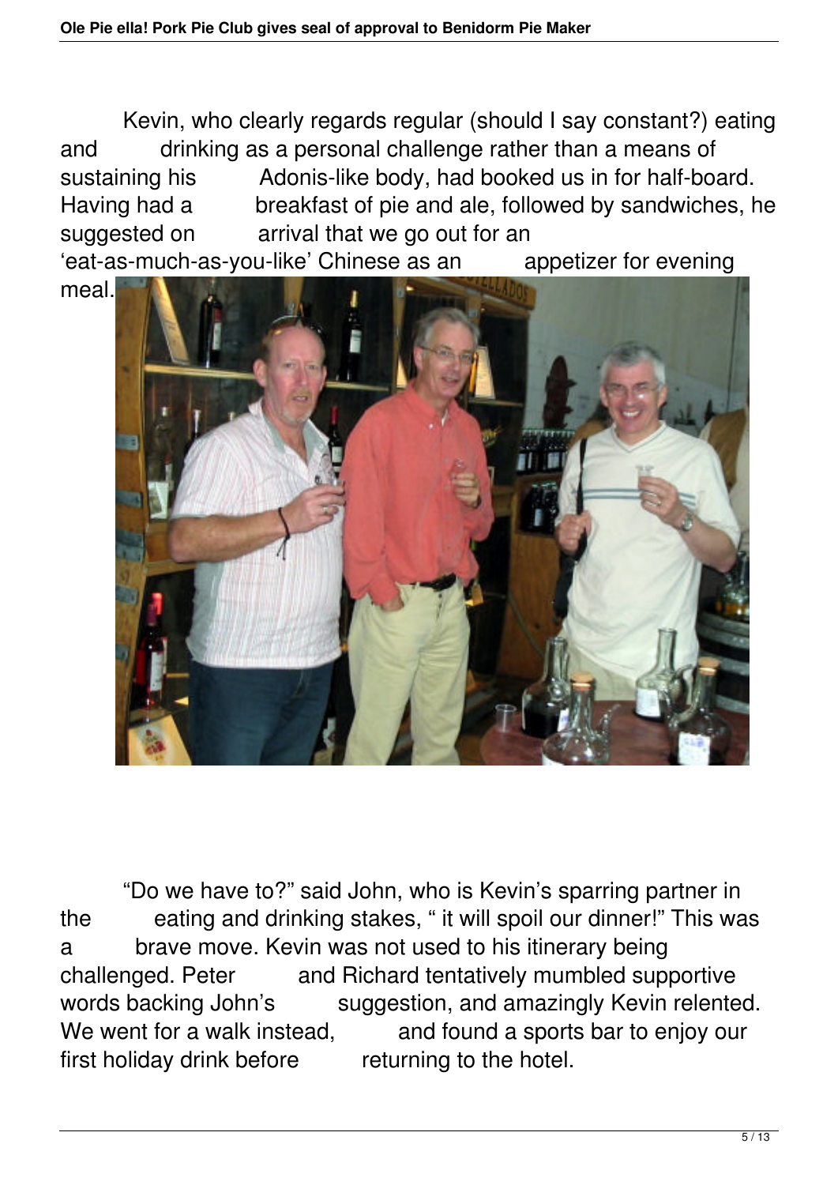Kevin, who clearly regards regular (should I say constant?) eating and drinking as a personal challenge rather than a means of sustaining his Adonis-like body, had booked us in for half-board. Having had a breakfast of pie and ale, followed by sandwiches, he suggested on arrival that we go out for an 'eat-as-much-as-you-like' Chinese as an appetizer for evening meal.

"Do we have to?" said John, who is Kevin's sparring partner in the eating and drinking stakes, " it will spoil our dinner!" This was a brave move. Kevin was not used to his itinerary being challenged. Peter and Richard tentatively mumbled supportive words backing John's suggestion, and amazingly Kevin relented. We went for a walk instead, and found a sports bar to enjoy our first holiday drink before returning to the hotel.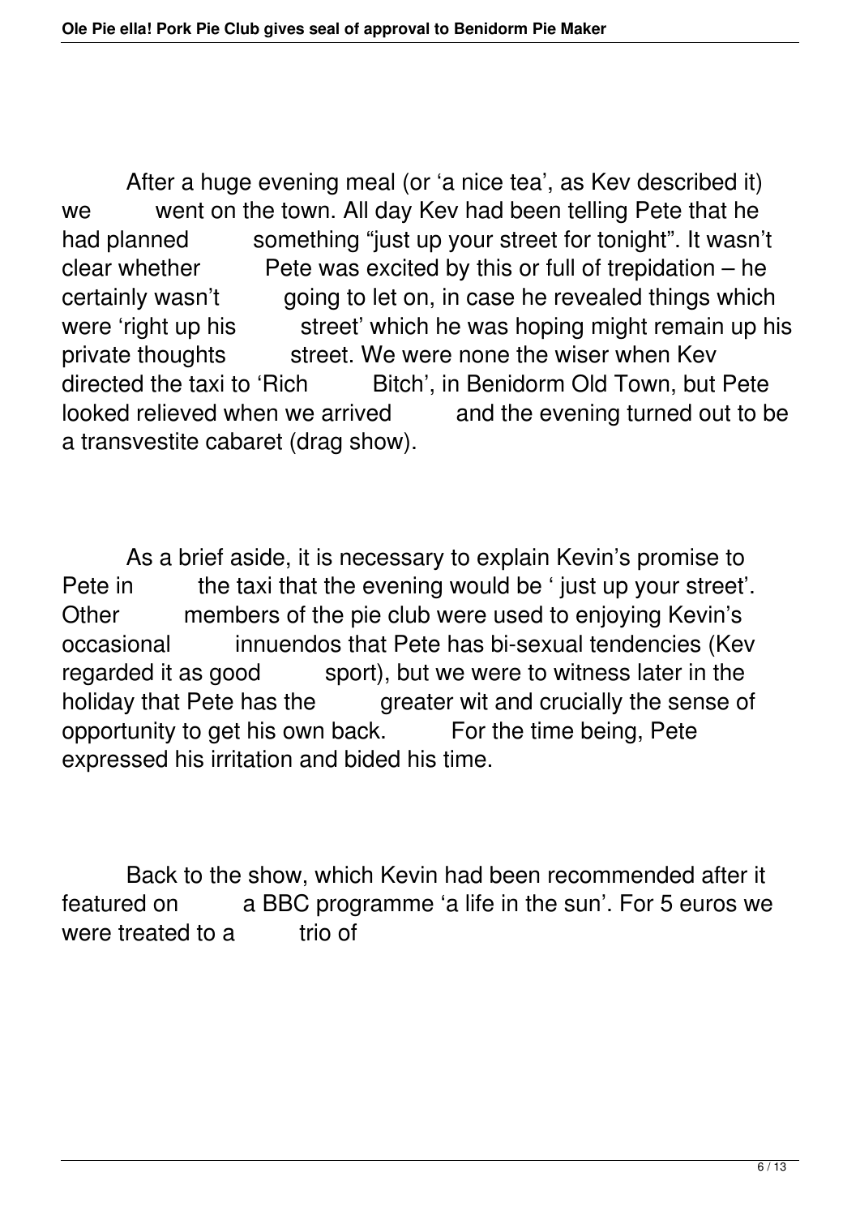After a huge evening meal (or 'a nice tea', as Kev described it) we went on the town. All day Kev had been telling Pete that he had planned something "just up your street for tonight". It wasn't clear whether Pete was excited by this or full of trepidation – he certainly wasn't going to let on, in case he revealed things which were 'right up his street' which he was hoping might remain up his private thoughts street. We were none the wiser when Kev directed the taxi to 'Rich Bitch', in Benidorm Old Town, but Pete looked relieved when we arrived and the evening turned out to be a transvestite cabaret (drag show).

As a brief aside, it is necessary to explain Kevin's promise to Pete in the taxi that the evening would be ' just up your street'. Other members of the pie club were used to enjoying Kevin's occasional innuendos that Pete has bi-sexual tendencies (Kev regarded it as good sport), but we were to witness later in the holiday that Pete has the greater wit and crucially the sense of opportunity to get his own back. For the time being, Pete expressed his irritation and bided his time.

Back to the show, which Kevin had been recommended after it featured on a BBC programme 'a life in the sun'. For 5 euros we were treated to a trio of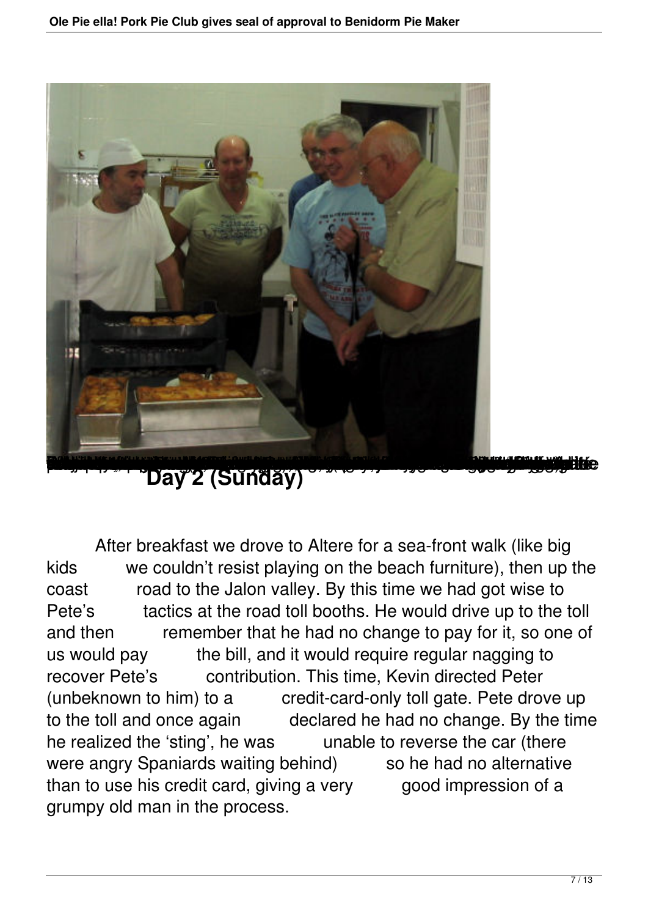## Day 2 (Sunday)

After breakfast we drove to Altere for a sea-front walk (like big kids we couldn't resist playing on the beach furniture), then up the coast road to the Jalon valley. By this time we had got wise to Pete's tactics at the road toll booths. He would drive up to the toll and then remember that he had no change to pay for it, so one of us would pay the bill, and it would require regular nagging to recover Pete's contribution. This time, Kevin directed Peter (unbeknown to him) to a credit-card-only toll gate. Pete drove up to the toll and once again declared he had no change. By the time he realized the 'sting', he was unable to reverse the car (there were angry Spaniards waiting behind) so he had no alternative than to use his credit card, giving a very good impression of a grumpy old man in the process.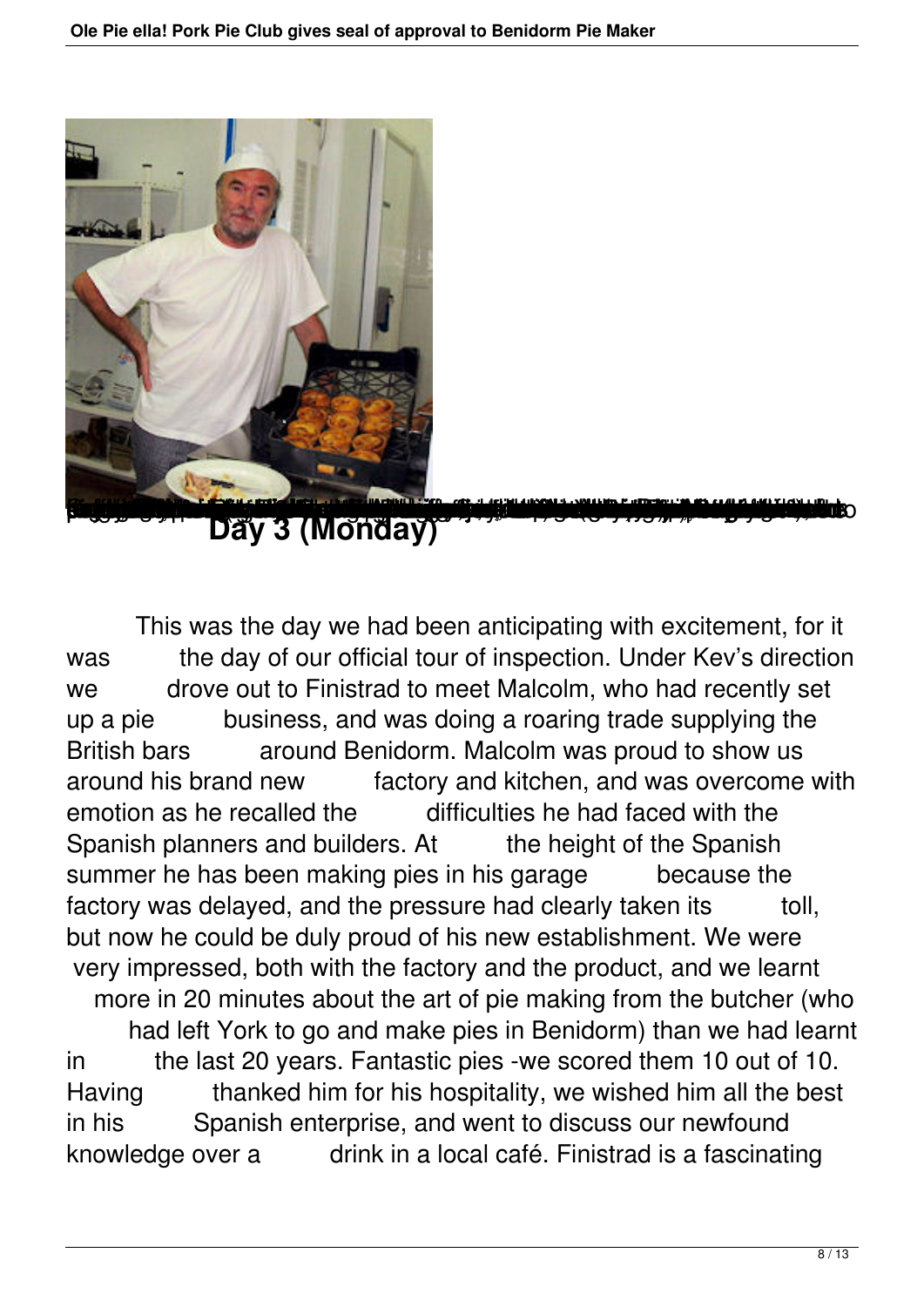## Day 3 (Monday)

This was the day we had been anticipating with excitement, for it was the day of our official tour of inspection. Under Kev's direction we drove out to Finistrad to meet Malcolm, who had recently set up a pie business, and was doing a roaring trade supplying the British bars around Benidorm. Malcolm was proud to show us around his brand new factory and kitchen, and was overcome with emotion as he recalled the difficulties he had faced with the Spanish planners and builders. At the height of the Spanish summer he has been making pies in his garage because the factory was delayed, and the pressure had clearly taken its toll, but now he could be duly proud of his new establishment. We were very impressed, both with the factory and the product, and we learnt more in 20 minutes about the art of pie making from the butcher (who had left York to go and make pies in Benidorm) than we had learnt in the last 20 years. Fantastic pies -we scored them 10 out of 10. Having thanked him for his hospitality, we wished him all the best in his Spanish enterprise, and went to discuss our newfound knowledge over a drink in a local café. Finistrad is a fascinating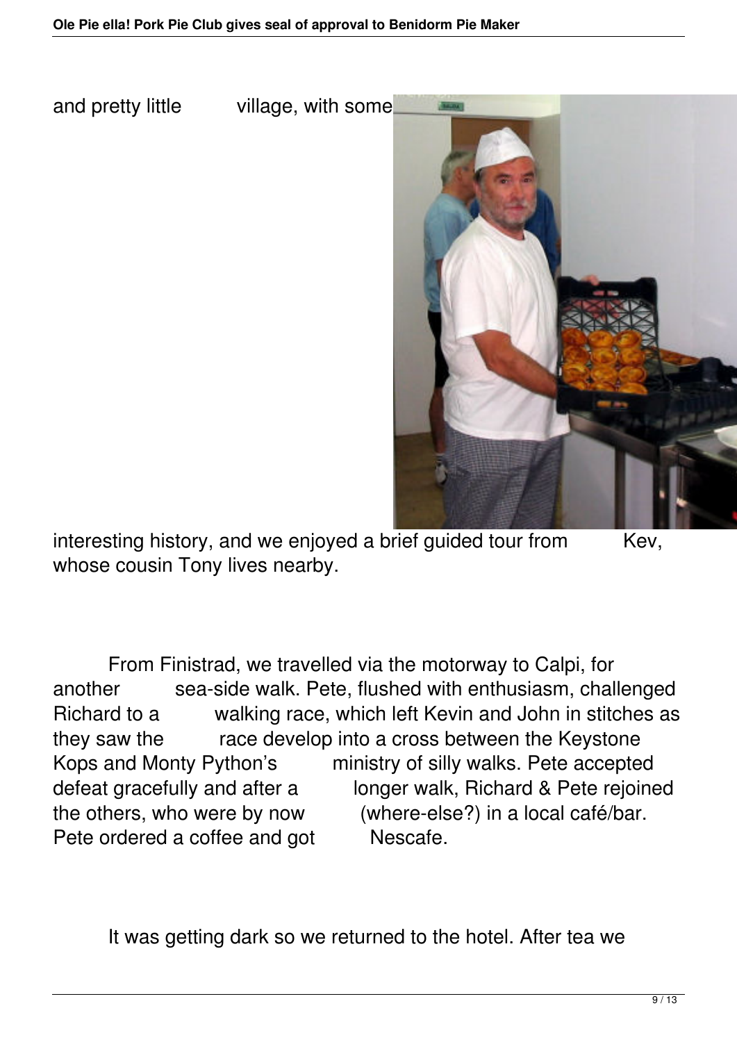and pretty little village, with some interesting history, and we enjoyed a brief guided tour from Kev, whose cousin Tony lives nearby.

From Finistrad, we travelled via the motorway to Calpi, for another sea-side walk. Pete, flushed with enthusiasm, challenged Richard to a walking race, which left Kevin and John in stitches as they saw the race develop into a cross between the Keystone Kops and Monty Python's ministry of silly walks. Pete accepted defeat gracefully and after a longer walk, Richard & Pete rejoined the others, who were by now (where-else?) in a local café/bar. Pete ordered a coffee and got Nescafe.

It was getting dark so we returned to the hotel. After tea we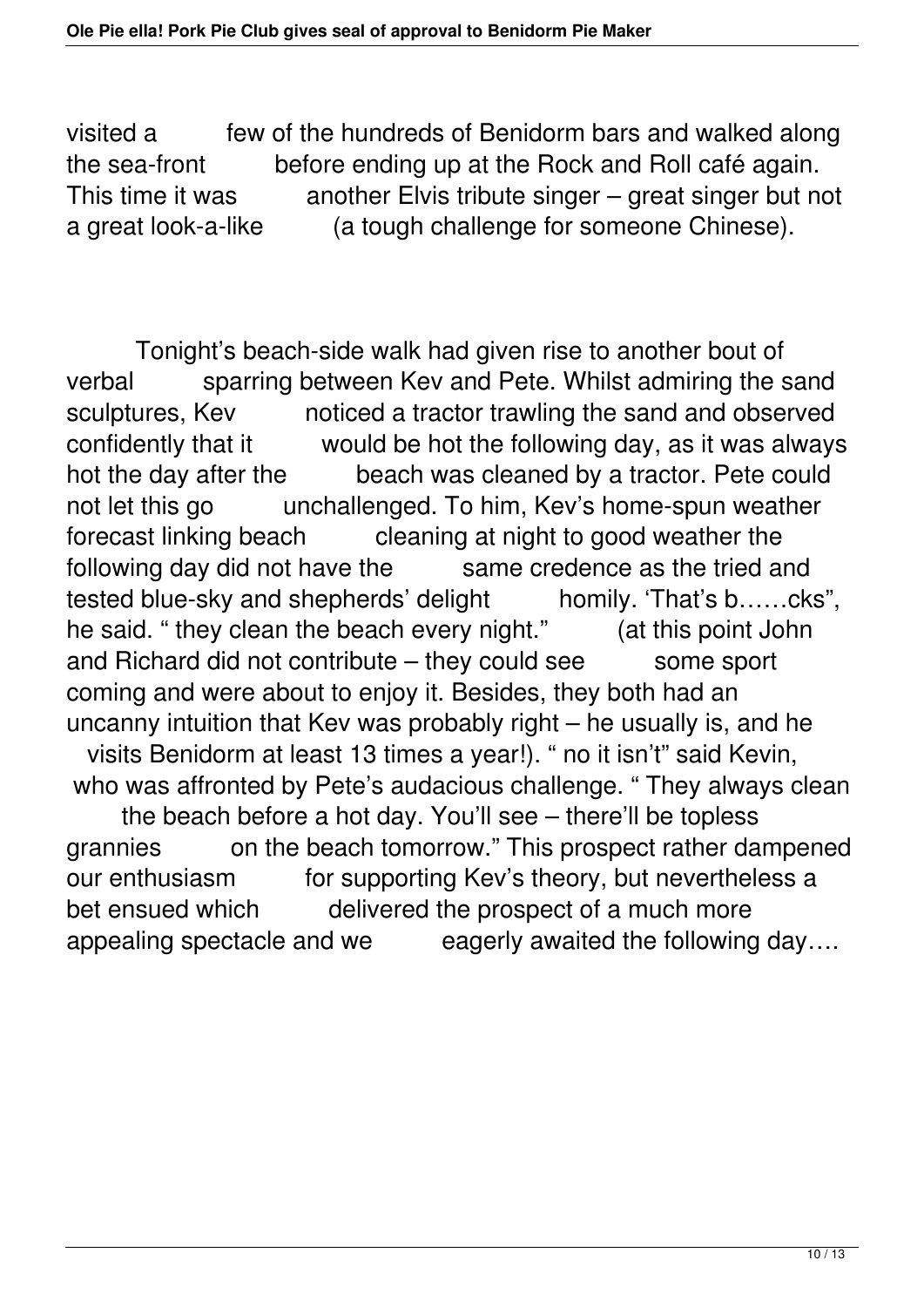visited a few of the hundreds of Benidorm bars and walked along the sea-front before ending up at the Rock and Roll café again. This time it was another Elvis tribute singer – great singer but not a great look-a-like (a tough challenge for someone Chinese).

Tonight's beach-side walk had given rise to another bout of verbal sparring between Kev and Pete. Whilst admiring the sand sculptures, Kev noticed a tractor trawling the sand and observed confidently that it would be hot the following day, as it was always hot the day after the beach was cleaned by a tractor. Pete could not let this go unchallenged. To him, Kev's home-spun weather forecast linking beach cleaning at night to good weather the following day did not have the same credence as the tried and tested blue-sky and shepherds' delight homily. 'That's b……cks", he said. " they clean the beach every night." (at this point John and Richard did not contribute – they could see some sport coming and were about to enjoy it. Besides, they both had an uncanny intuition that Kev was probably right – he usually is, and he visits Benidorm at least 13 times a year!). " no it isn't" said Kevin, who was affronted by Pete's audacious challenge. " They always clean the beach before a hot day. You'll see – there'll be topless grannies on the beach tomorrow." This prospect rather dampened our enthusiasm for supporting Kev's theory, but nevertheless a bet ensued which delivered the prospect of a much more appealing spectacle and we eagerly awaited the following day….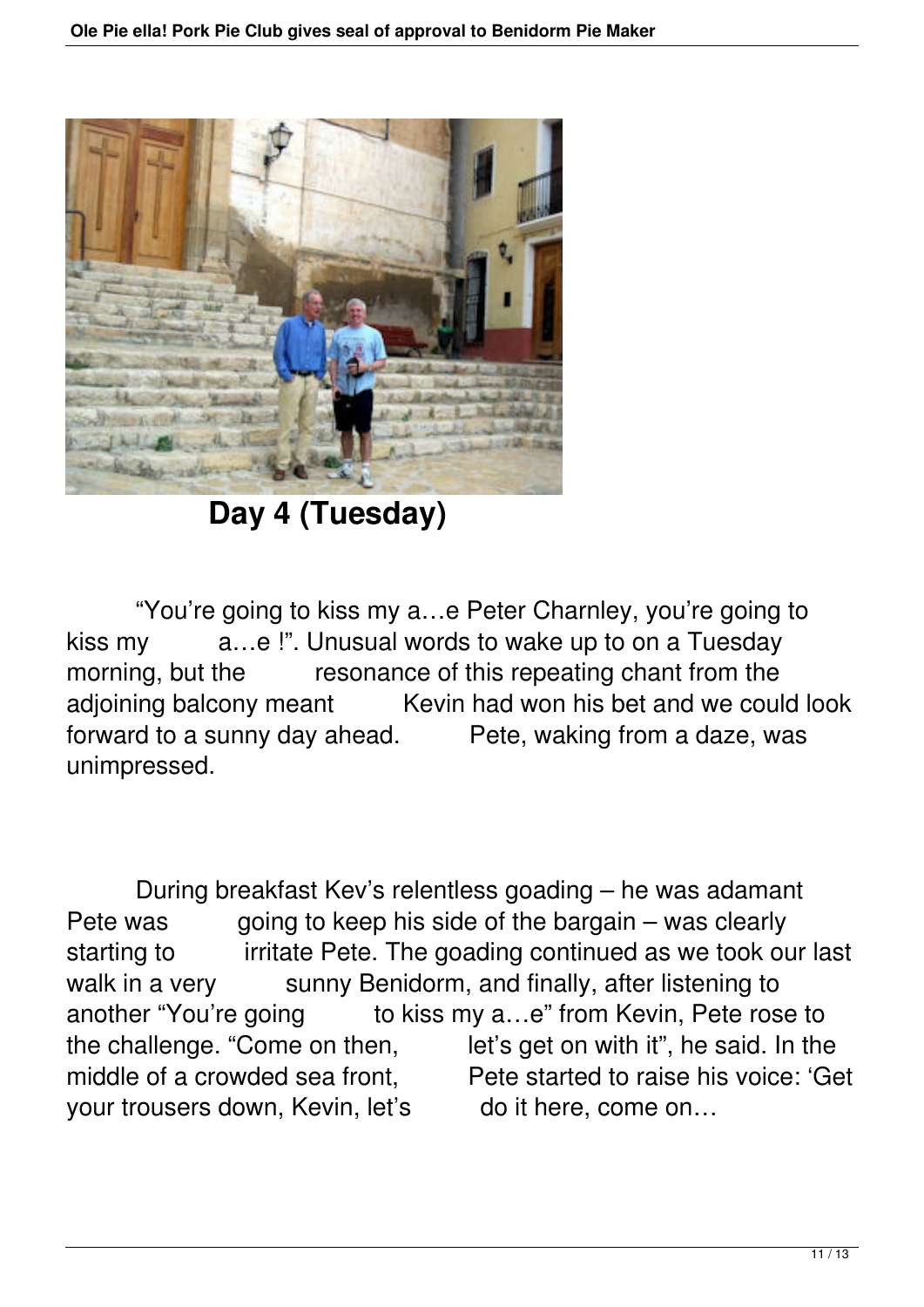## Day 4 (Tuesday)

"You're going to kiss my a…e Peter Charnley, you're going to kiss my a…e !". Unusual words to wake up to on a Tuesday morning, but the resonance of this repeating chant from the adjoining balcony meant Kevin had won his bet and we could look forward to a sunny day ahead. Pete, waking from a daze, was unimpressed.

During breakfast Kev's relentless goading – he was adamant Pete was going to keep his side of the bargain – was clearly starting to irritate Pete. The goading continued as we took our last walk in a very sunny Benidorm, and finally, after listening to another "You're going to kiss my a…e" from Kevin, Pete rose to the challenge. "Come on then, let's get on with it", he said. In the middle of a crowded sea front, Pete started to raise his voice: 'Get your trousers down, Kevin, let's do it here, come on…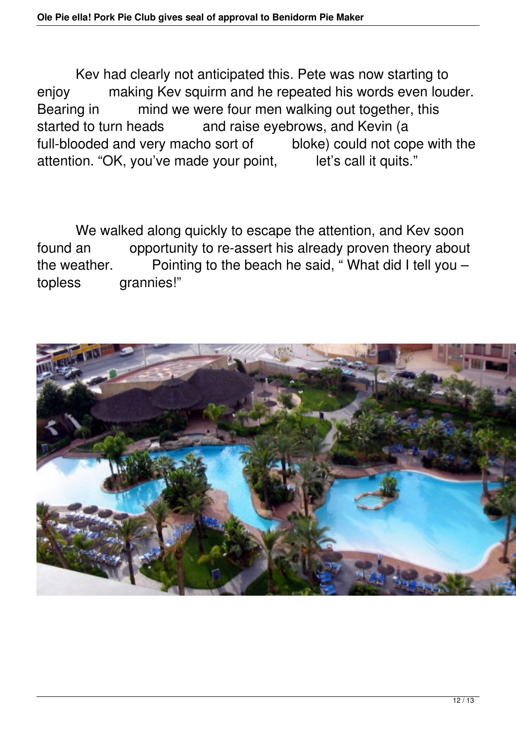Kev had clearly not anticipated this. Pete was now starting to enjoy making Kev squirm and he repeated his words even louder. Bearing in mind we were four men walking out together, this started to turn heads and raise eyebrows, and Kevin (a full-blooded and very macho sort of bloke) could not cope with the attention. “OK, you’ve made your point, let’s call it quits.”

We walked along quickly to escape the attention, and Kev soon found an opportunity to re-assert his already proven theory about the weather. Pointing to the beach he said, “ What did I tell you – topless grannies!”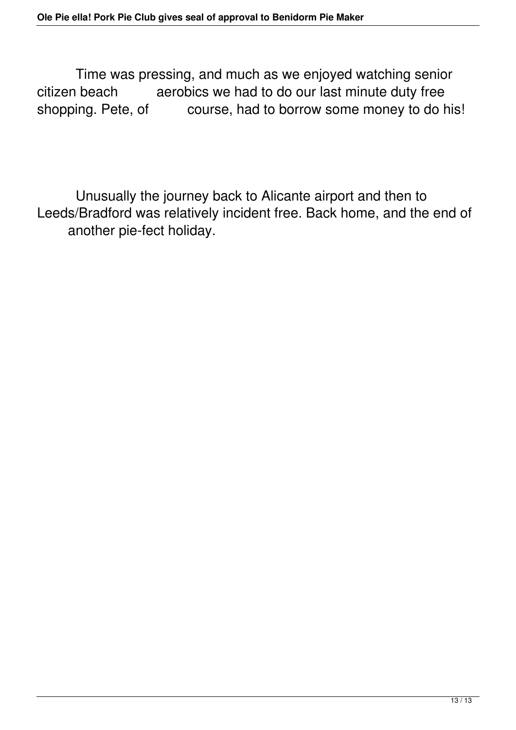Time was pressing, and much as we enjoyed watching senior citizen beach aerobics we had to do our last minute duty free shopping. Pete, of course, had to borrow some money to do his!

Unusually the journey back to Alicante airport and then to Leeds/Bradford was relatively incident free. Back home, and the end of another pie-fect holiday.